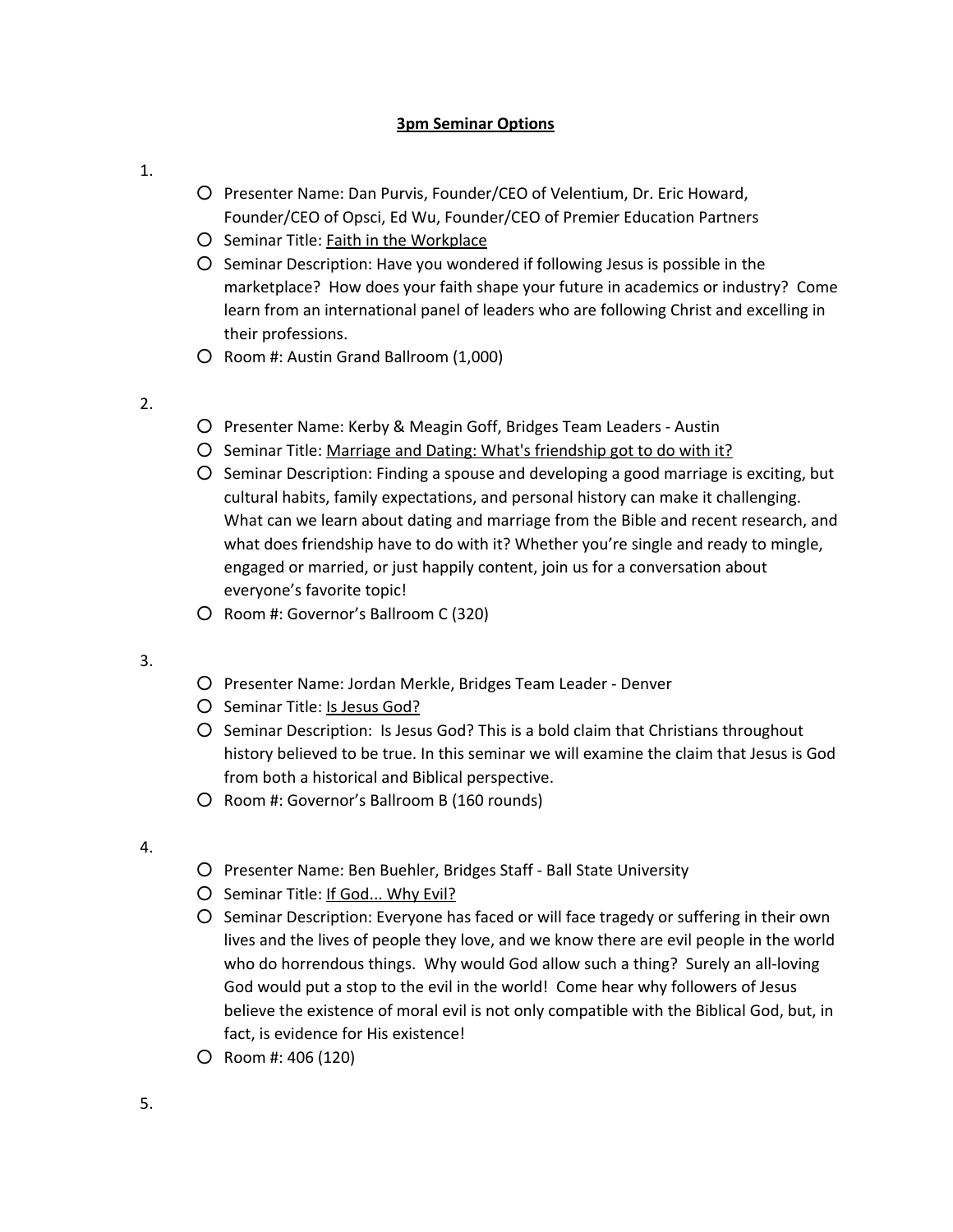# 3pm Seminar Options

1.
   - Presenter Name: Dan Purvis, Founder/CEO of Velentium, Dr. Eric Howard, Founder/CEO of Opsci, Ed Wu, Founder/CEO of Premier Education Partners
   - Seminar Title: Faith in the Workplace
   - Seminar Description: Have you wondered if following Jesus is possible in the marketplace? How does your faith shape your future in academics or industry? Come learn from an international panel of leaders who are following Christ and excelling in their professions.
   - Room #: Austin Grand Ballroom (1,000)

2.
   - Presenter Name: Kerby & Meagin Goff, Bridges Team Leaders - Austin
   - Seminar Title: Marriage and Dating: What's friendship got to do with it?
   - Seminar Description: Finding a spouse and developing a good marriage is exciting, but cultural habits, family expectations, and personal history can make it challenging. What can we learn about dating and marriage from the Bible and recent research, and what does friendship have to do with it? Whether you're single and ready to mingle, engaged or married, or just happily content, join us for a conversation about everyone's favorite topic!
   - Room #: Governor's Ballroom C (320)

3.
   - Presenter Name: Jordan Merkle, Bridges Team Leader - Denver
   - Seminar Title: Is Jesus God?
   - Seminar Description: Is Jesus God? This is a bold claim that Christians throughout history believed to be true. In this seminar we will examine the claim that Jesus is God from both a historical and Biblical perspective.
   - Room #: Governor's Ballroom B (160 rounds)

4.
   - Presenter Name: Ben Buehler, Bridges Staff - Ball State University
   - Seminar Title: If God... Why Evil?
   - Seminar Description: Everyone has faced or will face tragedy or suffering in their own lives and the lives of people they love, and we know there are evil people in the world who do horrendous things. Why would God allow such a thing? Surely an all-loving God would put a stop to the evil in the world! Come hear why followers of Jesus believe the existence of moral evil is not only compatible with the Biblical God, but, in fact, is evidence for His existence!
   - Room #: 406 (120)

5.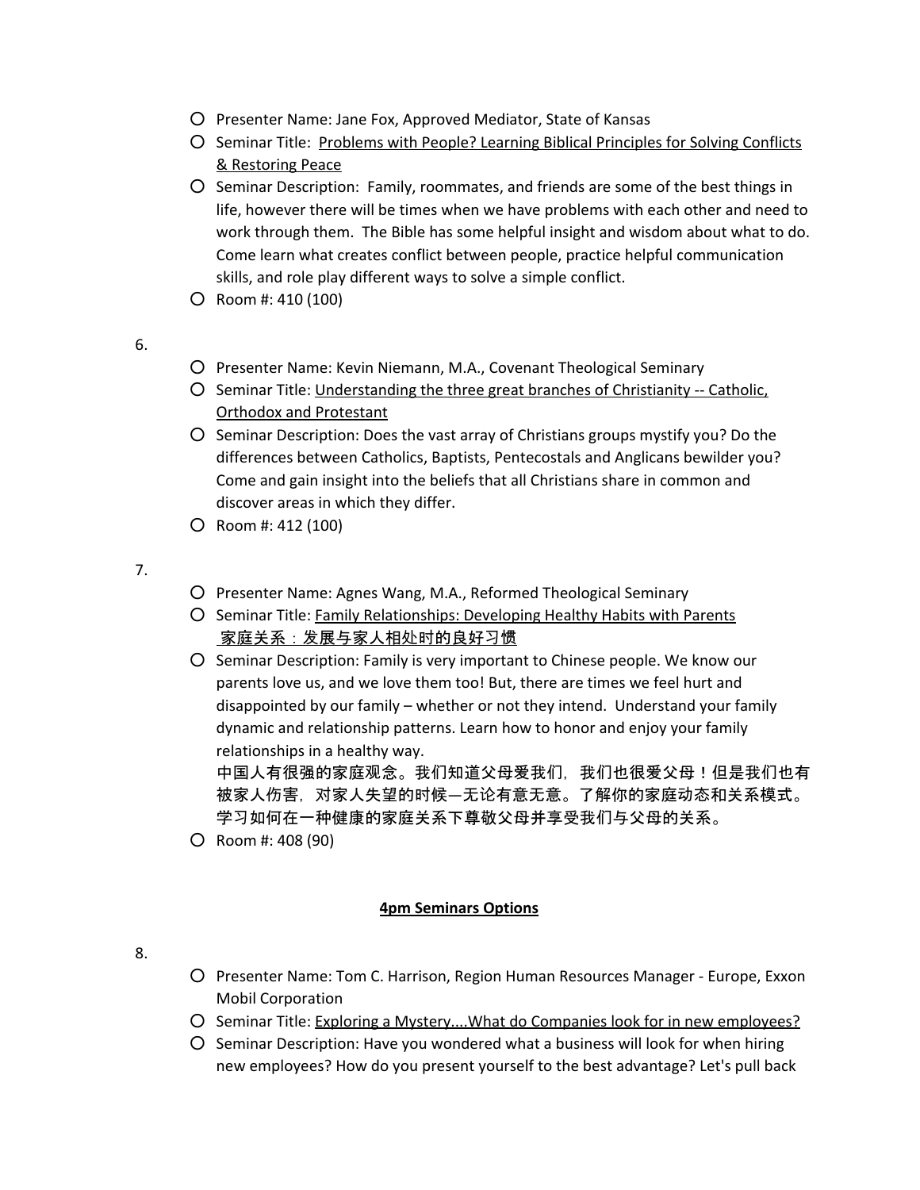- Presenter Name: Jane Fox, Approved Mediator, State of Kansas
- Seminar Title: Problems with People? Learning Biblical Principles for Solving Conflicts & Restoring Peace
- Seminar Description: Family, roommates, and friends are some of the best things in life, however there will be times when we have problems with each other and need to work through them. The Bible has some helpful insight and wisdom about what to do. Come learn what creates conflict between people, practice helpful communication skills, and role play different ways to solve a simple conflict.
- Room #: 410 (100)

6.

- Presenter Name: Kevin Niemann, M.A., Covenant Theological Seminary
- Seminar Title: Understanding the three great branches of Christianity -- Catholic, Orthodox and Protestant
- Seminar Description: Does the vast array of Christians groups mystify you? Do the differences between Catholics, Baptists, Pentecostals and Anglicans bewilder you? Come and gain insight into the beliefs that all Christians share in common and discover areas in which they differ.
- Room #: 412 (100)

7.

- Presenter Name: Agnes Wang, M.A., Reformed Theological Seminary
- Seminar Title: Family Relationships: Developing Healthy Habits with Parents
  家庭关系：发展与家人相处时的良好习惯
- Seminar Description: Family is very important to Chinese people. We know our parents love us, and we love them too! But, there are times we feel hurt and disappointed by our family – whether or not they intend. Understand your family dynamic and relationship patterns. Learn how to honor and enjoy your family relationships in a healthy way.
  中国人有很强的家庭观念。我们知道父母爱我们，我们也很爱父母！但是我们也有被家人伤害，对家人失望的时候—无论有意无意。了解你的家庭动态和关系模式。学习如何在一种健康的家庭关系下尊敬父母并享受我们与父母的关系。
- Room #: 408 (90)

## 4pm Seminars Options

8.

- Presenter Name: Tom C. Harrison, Region Human Resources Manager - Europe, Exxon Mobil Corporation
- Seminar Title: Exploring a Mystery....What do Companies look for in new employees?
- Seminar Description: Have you wondered what a business will look for when hiring new employees? How do you present yourself to the best advantage? Let's pull back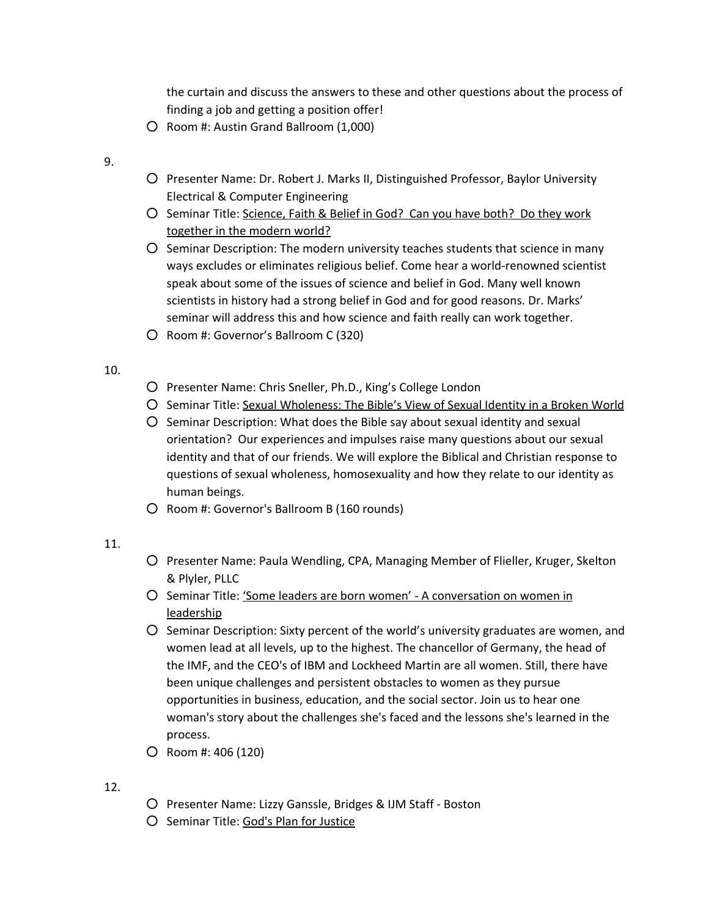the curtain and discuss the answers to these and other questions about the process of finding a job and getting a position offer!

- Room #: Austin Grand Ballroom (1,000)

9.

- Presenter Name: Dr. Robert J. Marks II, Distinguished Professor, Baylor University Electrical & Computer Engineering
- Seminar Title: Science, Faith & Belief in God? Can you have both? Do they work together in the modern world?
- Seminar Description: The modern university teaches students that science in many ways excludes or eliminates religious belief. Come hear a world-renowned scientist speak about some of the issues of science and belief in God. Many well known scientists in history had a strong belief in God and for good reasons. Dr. Marks' seminar will address this and how science and faith really can work together.
- Room #: Governor's Ballroom C (320)

10.

- Presenter Name: Chris Sneller, Ph.D., King's College London
- Seminar Title: Sexual Wholeness: The Bible's View of Sexual Identity in a Broken World
- Seminar Description: What does the Bible say about sexual identity and sexual orientation? Our experiences and impulses raise many questions about our sexual identity and that of our friends. We will explore the Biblical and Christian response to questions of sexual wholeness, homosexuality and how they relate to our identity as human beings.
- Room #: Governor's Ballroom B (160 rounds)

11.

- Presenter Name: Paula Wendling, CPA, Managing Member of Flieller, Kruger, Skelton & Plyler, PLLC
- Seminar Title: 'Some leaders are born women' - A conversation on women in leadership
- Seminar Description: Sixty percent of the world's university graduates are women, and women lead at all levels, up to the highest. The chancellor of Germany, the head of the IMF, and the CEO's of IBM and Lockheed Martin are all women. Still, there have been unique challenges and persistent obstacles to women as they pursue opportunities in business, education, and the social sector. Join us to hear one woman's story about the challenges she's faced and the lessons she's learned in the process.
- Room #: 406 (120)

12.

- Presenter Name: Lizzy Ganssle, Bridges & IJM Staff - Boston
- Seminar Title: God's Plan for Justice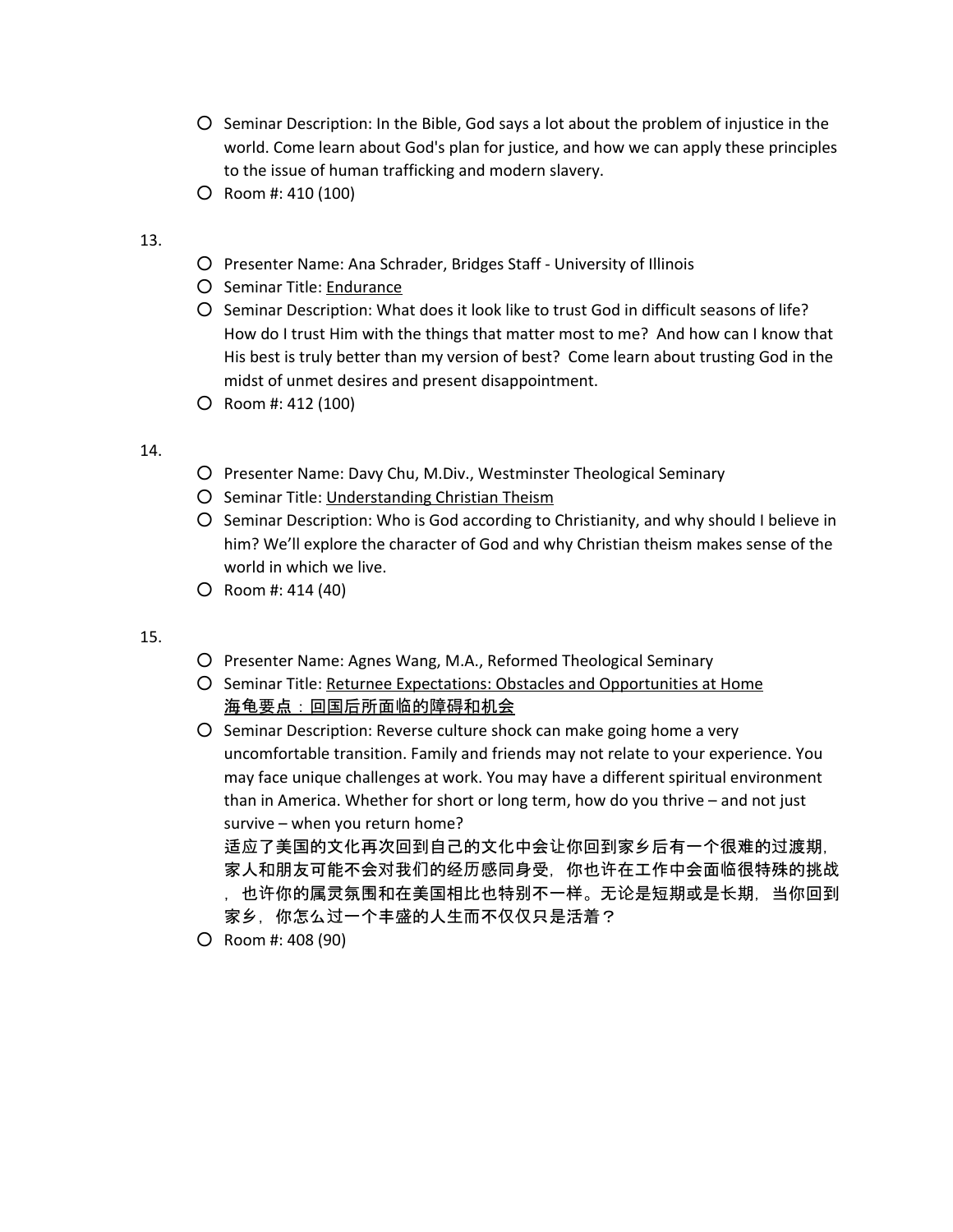- Seminar Description: In the Bible, God says a lot about the problem of injustice in the world. Come learn about God's plan for justice, and how we can apply these principles to the issue of human trafficking and modern slavery.
- Room #: 410 (100)

13.

- Presenter Name: Ana Schrader, Bridges Staff - University of Illinois
- Seminar Title: Endurance
- Seminar Description: What does it look like to trust God in difficult seasons of life? How do I trust Him with the things that matter most to me? And how can I know that His best is truly better than my version of best? Come learn about trusting God in the midst of unmet desires and present disappointment.
- Room #: 412 (100)

14.

- Presenter Name: Davy Chu, M.Div., Westminster Theological Seminary
- Seminar Title: Understanding Christian Theism
- Seminar Description: Who is God according to Christianity, and why should I believe in him? We'll explore the character of God and why Christian theism makes sense of the world in which we live.
- Room #: 414 (40)

15.

- Presenter Name: Agnes Wang, M.A., Reformed Theological Seminary
- Seminar Title: Returnee Expectations: Obstacles and Opportunities at Home
  海龟要点：回国后所面临的障碍和机会
- Seminar Description: Reverse culture shock can make going home a very uncomfortable transition. Family and friends may not relate to your experience. You may face unique challenges at work. You may have a different spiritual environment than in America. Whether for short or long term, how do you thrive – and not just survive – when you return home?
  适应了美国的文化再次回到自己的文化中会让你回到家乡后有一个很难的过渡期，家人和朋友可能不会对我们的经历感同身受，你也许在工作中会面临很特殊的挑战，也许你的属灵氛围和在美国相比也特别不一样。无论是短期或是长期，当你回到家乡，你怎么过一个丰盛的人生而不仅仅只是活着？
- Room #: 408 (90)